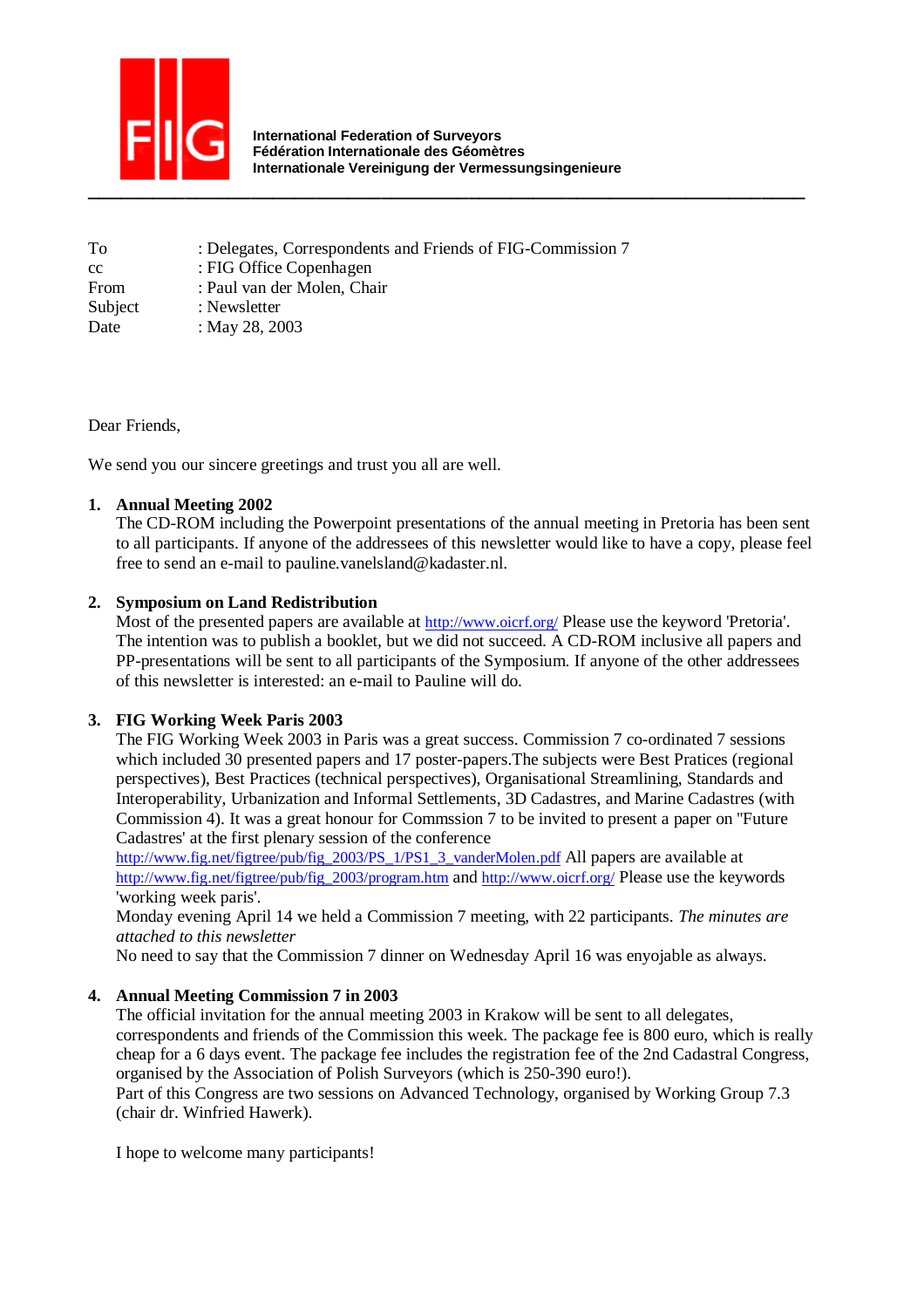**International Federation of Surveyors**
**Fédération Internationale des Géomètres**
**Internationale Vereinigung der Vermessungsingenieure**

---

| | |
|---|---|
| To | : Delegates, Correspondents and Friends of FIG-Commission 7 |
| cc | : FIG Office Copenhagen |
| From | : Paul van der Molen, Chair |
| Subject | : Newsletter |
| Date | : May 28, 2003 |

Dear Friends,

We send you our sincere greetings and trust you all are well.

1. **Annual Meeting 2002**
   The CD-ROM including the Powerpoint presentations of the annual meeting in Pretoria has been sent to all participants. If anyone of the addressees of this newsletter would like to have a copy, please feel free to send an e-mail to pauline.vanelsland@kadaster.nl.

2. **Symposium on Land Redistribution**
   Most of the presented papers are available at http://www.oicrf.org/ Please use the keyword 'Pretoria'. The intention was to publish a booklet, but we did not succeed. A CD-ROM inclusive all papers and PP-presentations will be sent to all participants of the Symposium. If anyone of the other addressees of this newsletter is interested: an e-mail to Pauline will do.

3. **FIG Working Week Paris 2003**
   The FIG Working Week 2003 in Paris was a great success. Commission 7 co-ordinated 7 sessions which included 30 presented papers and 17 poster-papers.The subjects were Best Pratices (regional perspectives), Best Practices (technical perspectives), Organisational Streamlining, Standards and Interoperability, Urbanization and Informal Settlements, 3D Cadastres, and Marine Cadastres (with Commission 4). It was a great honour for Commssion 7 to be invited to present a paper on "Future Cadastres' at the first plenary session of the conference http://www.fig.net/figtree/pub/fig_2003/PS_1/PS1_3_vanderMolen.pdf All papers are available at http://www.fig.net/figtree/pub/fig_2003/program.htm and http://www.oicrf.org/ Please use the keywords 'working week paris'.
   Monday evening April 14 we held a Commission 7 meeting, with 22 participants. *The minutes are attached to this newsletter*
   No need to say that the Commission 7 dinner on Wednesday April 16 was enyojable as always.

4. **Annual Meeting Commission 7 in 2003**
   The official invitation for the annual meeting 2003 in Krakow will be sent to all delegates, correspondents and friends of the Commission this week. The package fee is 800 euro, which is really cheap for a 6 days event. The package fee includes the registration fee of the 2nd Cadastral Congress, organised by the Association of Polish Surveyors (which is 250-390 euro!).
   Part of this Congress are two sessions on Advanced Technology, organised by Working Group 7.3 (chair dr. Winfried Hawerk).

   I hope to welcome many participants!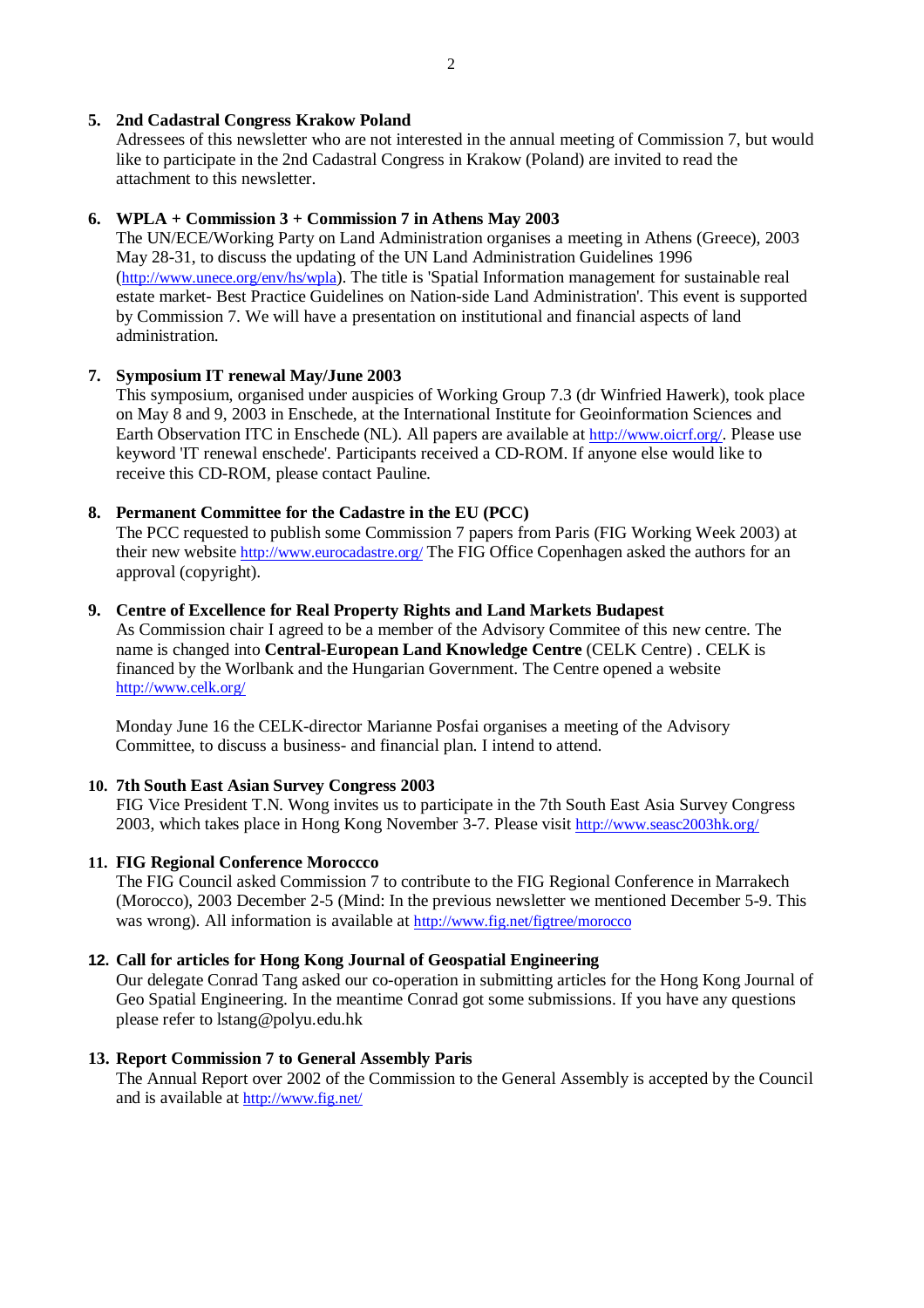5. **2nd Cadastral Congress Krakow Poland**
   Adressees of this newsletter who are not interested in the annual meeting of Commission 7, but would like to participate in the 2nd Cadastral Congress in Krakow (Poland) are invited to read the attachment to this newsletter.

6. **WPLA + Commission 3 + Commission 7 in Athens May 2003**
   The UN/ECE/Working Party on Land Administration organises a meeting in Athens (Greece), 2003 May 28-31, to discuss the updating of the UN Land Administration Guidelines 1996 (http://www.unece.org/env/hs/wpla). The title is 'Spatial Information management for sustainable real estate market- Best Practice Guidelines on Nation-side Land Administration'. This event is supported by Commission 7. We will have a presentation on institutional and financial aspects of land administration.

7. **Symposium IT renewal May/June 2003**
   This symposium, organised under auspicies of Working Group 7.3 (dr Winfried Hawerk), took place on May 8 and 9, 2003 in Enschede, at the International Institute for Geoinformation Sciences and Earth Observation ITC in Enschede (NL). All papers are available at http://www.oicrf.org/. Please use keyword 'IT renewal enschede'. Participants received a CD-ROM. If anyone else would like to receive this CD-ROM, please contact Pauline.

8. **Permanent Committee for the Cadastre in the EU (PCC)**
   The PCC requested to publish some Commission 7 papers from Paris (FIG Working Week 2003) at their new website http://www.eurocadastre.org/ The FIG Office Copenhagen asked the authors for an approval (copyright).

9. **Centre of Excellence for Real Property Rights and Land Markets Budapest**
   As Commission chair I agreed to be a member of the Advisory Commitee of this new centre. The name is changed into **Central-European Land Knowledge Centre** (CELK Centre) . CELK is financed by the Worlbank and the Hungarian Government. The Centre opened a website http://www.celk.org/

   Monday June 16 the CELK-director Marianne Posfai organises a meeting of the Advisory Committee, to discuss a business- and financial plan. I intend to attend.

10. **7th South East Asian Survey Congress 2003**
    FIG Vice President T.N. Wong invites us to participate in the 7th South East Asia Survey Congress 2003, which takes place in Hong Kong November 3-7. Please visit http://www.seasc2003hk.org/

11. **FIG Regional Conference Moroccco**
    The FIG Council asked Commission 7 to contribute to the FIG Regional Conference in Marrakech (Morocco), 2003 December 2-5 (Mind: In the previous newsletter we mentioned December 5-9. This was wrong). All information is available at http://www.fig.net/figtree/morocco

12. **Call for articles for Hong Kong Journal of Geospatial Engineering**
    Our delegate Conrad Tang asked our co-operation in submitting articles for the Hong Kong Journal of Geo Spatial Engineering. In the meantime Conrad got some submissions. If you have any questions please refer to lstang@polyu.edu.hk

13. **Report Commission 7 to General Assembly Paris**
    The Annual Report over 2002 of the Commission to the General Assembly is accepted by the Council and is available at http://www.fig.net/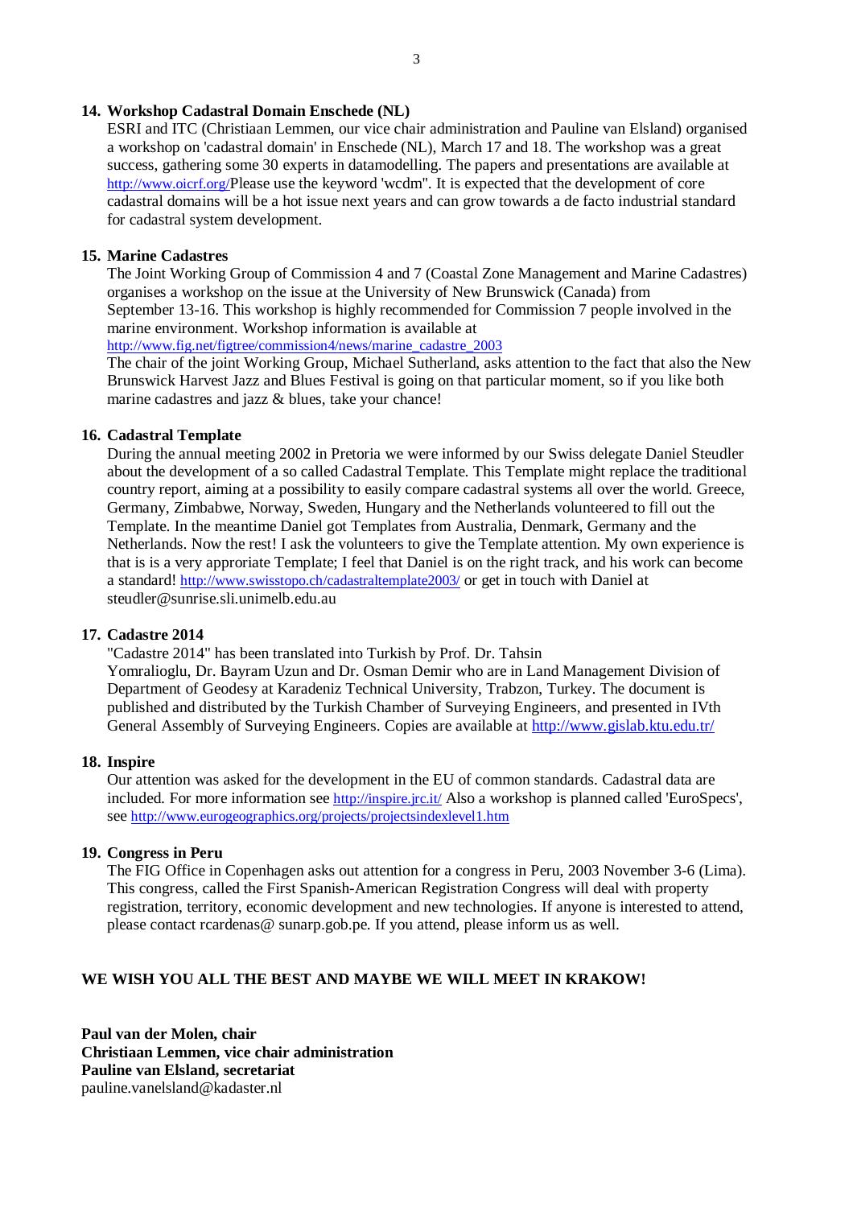**14. Workshop Cadastral Domain Enschede (NL)**

ESRI and ITC (Christiaan Lemmen, our vice chair administration and Pauline van Elsland) organised a workshop on 'cadastral domain' in Enschede (NL), March 17 and 18. The workshop was a great success, gathering some 30 experts in datamodelling. The papers and presentations are available at http://www.oicrf.org/Please use the keyword 'wcdm". It is expected that the development of core cadastral domains will be a hot issue next years and can grow towards a de facto industrial standard for cadastral system development.

**15. Marine Cadastres**

The Joint Working Group of Commission 4 and 7 (Coastal Zone Management and Marine Cadastres) organises a workshop on the issue at the University of New Brunswick (Canada) from September 13-16. This workshop is highly recommended for Commission 7 people involved in the marine environment. Workshop information is available at http://www.fig.net/figtree/commission4/news/marine_cadastre_2003

The chair of the joint Working Group, Michael Sutherland, asks attention to the fact that also the New Brunswick Harvest Jazz and Blues Festival is going on that particular moment, so if you like both marine cadastres and jazz & blues, take your chance!

**16. Cadastral Template**

During the annual meeting 2002 in Pretoria we were informed by our Swiss delegate Daniel Steudler about the development of a so called Cadastral Template. This Template might replace the traditional country report, aiming at a possibility to easily compare cadastral systems all over the world. Greece, Germany, Zimbabwe, Norway, Sweden, Hungary and the Netherlands volunteered to fill out the Template. In the meantime Daniel got Templates from Australia, Denmark, Germany and the Netherlands. Now the rest! I ask the volunteers to give the Template attention. My own experience is that is is a very approriate Template; I feel that Daniel is on the right track, and his work can become a standard! http://www.swisstopo.ch/cadastraltemplate2003/ or get in touch with Daniel at steudler@sunrise.sli.unimelb.edu.au

**17. Cadastre 2014**

"Cadastre 2014" has been translated into Turkish by Prof. Dr. Tahsin Yomralioglu, Dr. Bayram Uzun and Dr. Osman Demir who are in Land Management Division of Department of Geodesy at Karadeniz Technical University, Trabzon, Turkey. The document is published and distributed by the Turkish Chamber of Surveying Engineers, and presented in IVth General Assembly of Surveying Engineers. Copies are available at http://www.gislab.ktu.edu.tr/

**18. Inspire**

Our attention was asked for the development in the EU of common standards. Cadastral data are included. For more information see http://inspire.jrc.it/ Also a workshop is planned called 'EuroSpecs', see http://www.eurogeographics.org/projects/projectsindexlevel1.htm

**19. Congress in Peru**

The FIG Office in Copenhagen asks out attention for a congress in Peru, 2003 November 3-6 (Lima). This congress, called the First Spanish-American Registration Congress will deal with property registration, territory, economic development and new technologies. If anyone is interested to attend, please contact rcardenas@ sunarp.gob.pe. If you attend, please inform us as well.

**WE WISH YOU ALL THE BEST AND MAYBE WE WILL MEET IN KRAKOW!**

**Paul van der Molen, chair**
**Christiaan Lemmen, vice chair administration**
**Pauline van Elsland, secretariat**
pauline.vanelsland@kadaster.nl